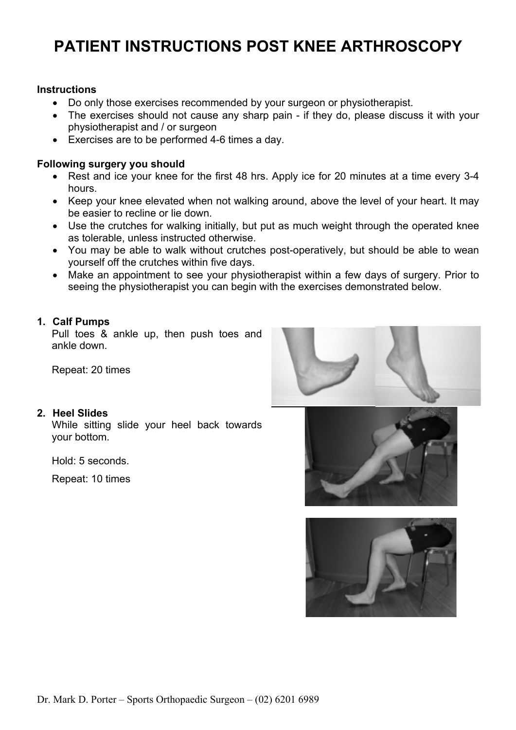# PATIENT INSTRUCTIONS POST KNEE ARTHROSCOPY

**Instructions**

- Do only those exercises recommended by your surgeon or physiotherapist.
- The exercises should not cause any sharp pain - if they do, please discuss it with your physiotherapist and / or surgeon
- Exercises are to be performed 4-6 times a day.

**Following surgery you should**

- Rest and ice your knee for the first 48 hrs. Apply ice for 20 minutes at a time every 3-4 hours.
- Keep your knee elevated when not walking around, above the level of your heart. It may be easier to recline or lie down.
- Use the crutches for walking initially, but put as much weight through the operated knee as tolerable, unless instructed otherwise.
- You may be able to walk without crutches post-operatively, but should be able to wean yourself off the crutches within five days.
- Make an appointment to see your physiotherapist within a few days of surgery. Prior to seeing the physiotherapist you can begin with the exercises demonstrated below.

1. **Calf Pumps**

   Pull toes & ankle up, then push toes and ankle down.

   Repeat: 20 times

2. **Heel Slides**

   While sitting slide your heel back towards your bottom.

   Hold: 5 seconds.

   Repeat: 10 times

Dr. Mark D. Porter – Sports Orthopaedic Surgeon – (02) 6201 6989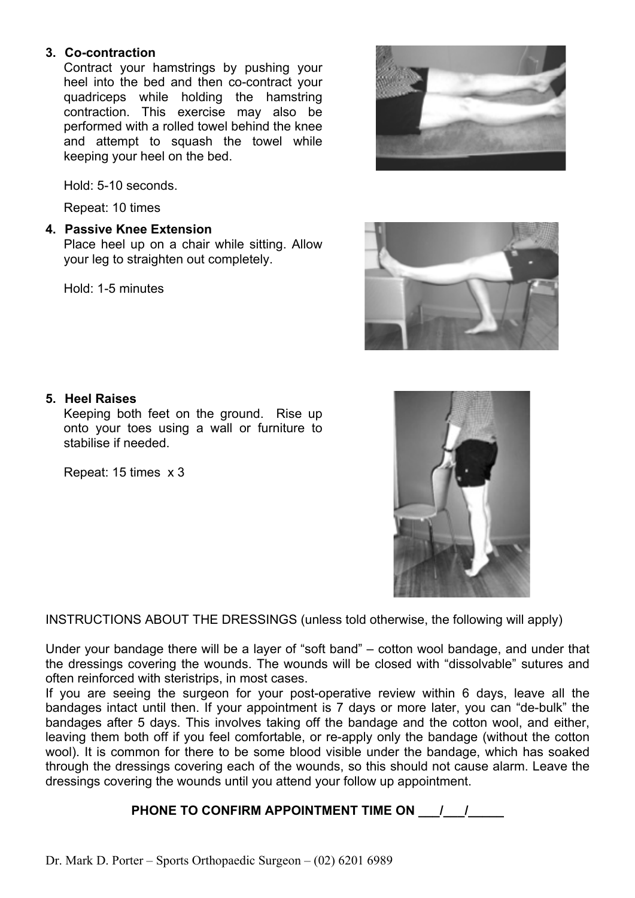3. **Co-contraction**
   Contract your hamstrings by pushing your heel into the bed and then co-contract your quadriceps while holding the hamstring contraction. This exercise may also be performed with a rolled towel behind the knee and attempt to squash the towel while keeping your heel on the bed.

   Hold: 5-10 seconds.

   Repeat: 10 times

4. **Passive Knee Extension**
   Place heel up on a chair while sitting. Allow your leg to straighten out completely.

   Hold: 1-5 minutes

5. **Heel Raises**
   Keeping both feet on the ground. Rise up onto your toes using a wall or furniture to stabilise if needed.

   Repeat: 15 times x 3

INSTRUCTIONS ABOUT THE DRESSINGS (unless told otherwise, the following will apply)

Under your bandage there will be a layer of "soft band" – cotton wool bandage, and under that the dressings covering the wounds. The wounds will be closed with "dissolvable" sutures and often reinforced with steristrips, in most cases.

If you are seeing the surgeon for your post-operative review within 6 days, leave all the bandages intact until then. If your appointment is 7 days or more later, you can "de-bulk" the bandages after 5 days. This involves taking off the bandage and the cotton wool, and either, leaving them both off if you feel comfortable, or re-apply only the bandage (without the cotton wool). It is common for there to be some blood visible under the bandage, which has soaked through the dressings covering each of the wounds, so this should not cause alarm. Leave the dressings covering the wounds until you attend your follow up appointment.

**PHONE TO CONFIRM APPOINTMENT TIME ON ___/___/_____**

Dr. Mark D. Porter – Sports Orthopaedic Surgeon – (02) 6201 6989